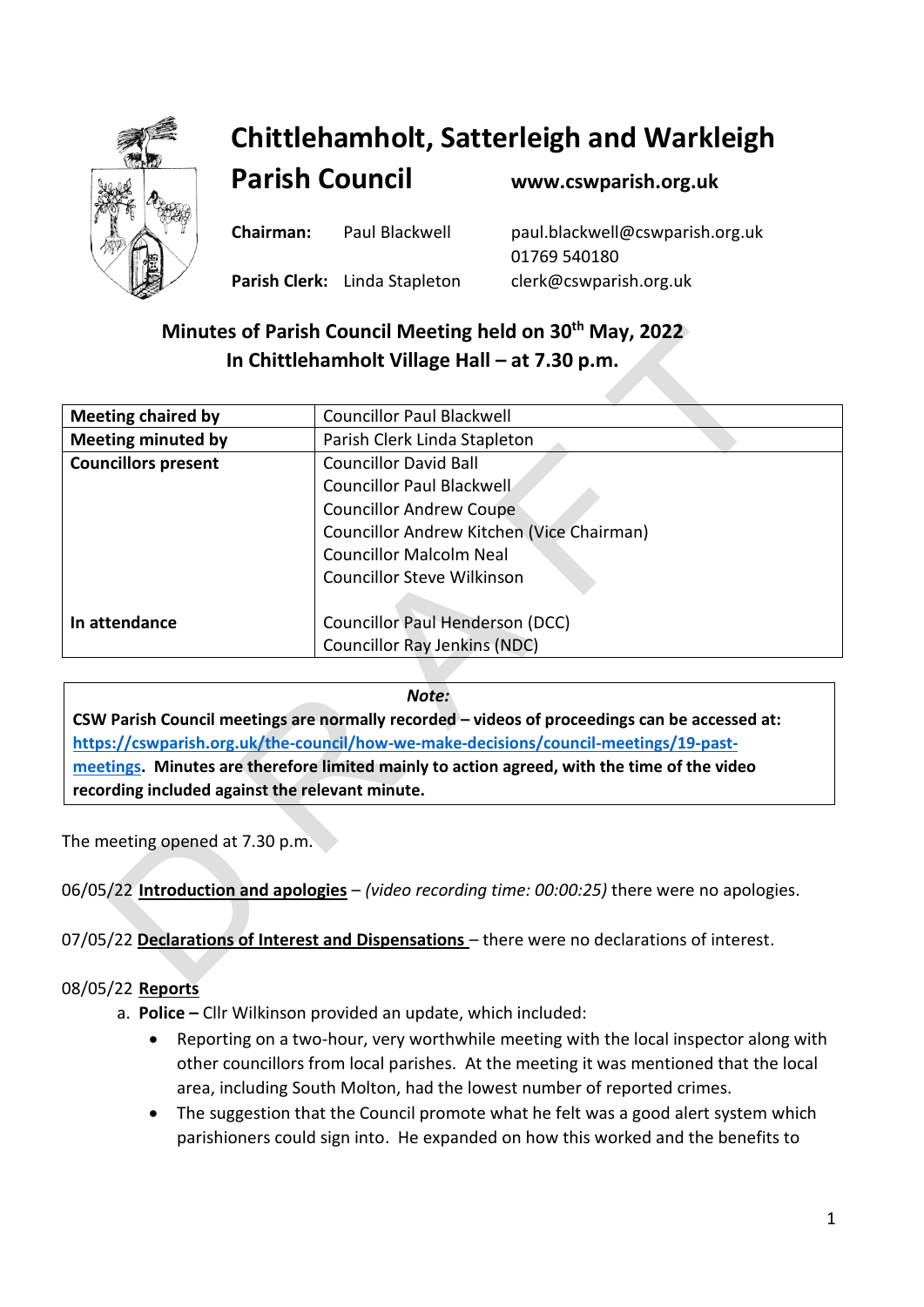# Chittlehamholt, Satterleigh and Warkleigh Parish Council

**www.cswparish.org.uk**

**Chairman:** Paul Blackwell — paul.blackwell@cswparish.org.uk — 01769 540180

**Parish Clerk:** Linda Stapleton — clerk@cswparish.org.uk

## Minutes of Parish Council Meeting held on 30th May, 2022
## In Chittlehamholt Village Hall – at 7.30 p.m.

| | |
|---|---|
| **Meeting chaired by** | Councillor Paul Blackwell |
| **Meeting minuted by** | Parish Clerk Linda Stapleton |
| **Councillors present** | Councillor David Ball<br>Councillor Paul Blackwell<br>Councillor Andrew Coupe<br>Councillor Andrew Kitchen (Vice Chairman)<br>Councillor Malcolm Neal<br>Councillor Steve Wilkinson |
| **In attendance** | Councillor Paul Henderson (DCC)<br>Councillor Ray Jenkins (NDC) |

> *Note:*
> **CSW Parish Council meetings are normally recorded – videos of proceedings can be accessed at: https://cswparish.org.uk/the-council/how-we-make-decisions/council-meetings/19-past-meetings. Minutes are therefore limited mainly to action agreed, with the time of the video recording included against the relevant minute.**

The meeting opened at 7.30 p.m.

06/05/22 **Introduction and apologies** – *(video recording time: 00:00:25)* there were no apologies.

07/05/22 **Declarations of Interest and Dispensations** – there were no declarations of interest.

08/05/22 **Reports**

a. **Police –** Cllr Wilkinson provided an update, which included:
   - Reporting on a two-hour, very worthwhile meeting with the local inspector along with other councillors from local parishes. At the meeting it was mentioned that the local area, including South Molton, had the lowest number of reported crimes.
   - The suggestion that the Council promote what he felt was a good alert system which parishioners could sign into. He expanded on how this worked and the benefits to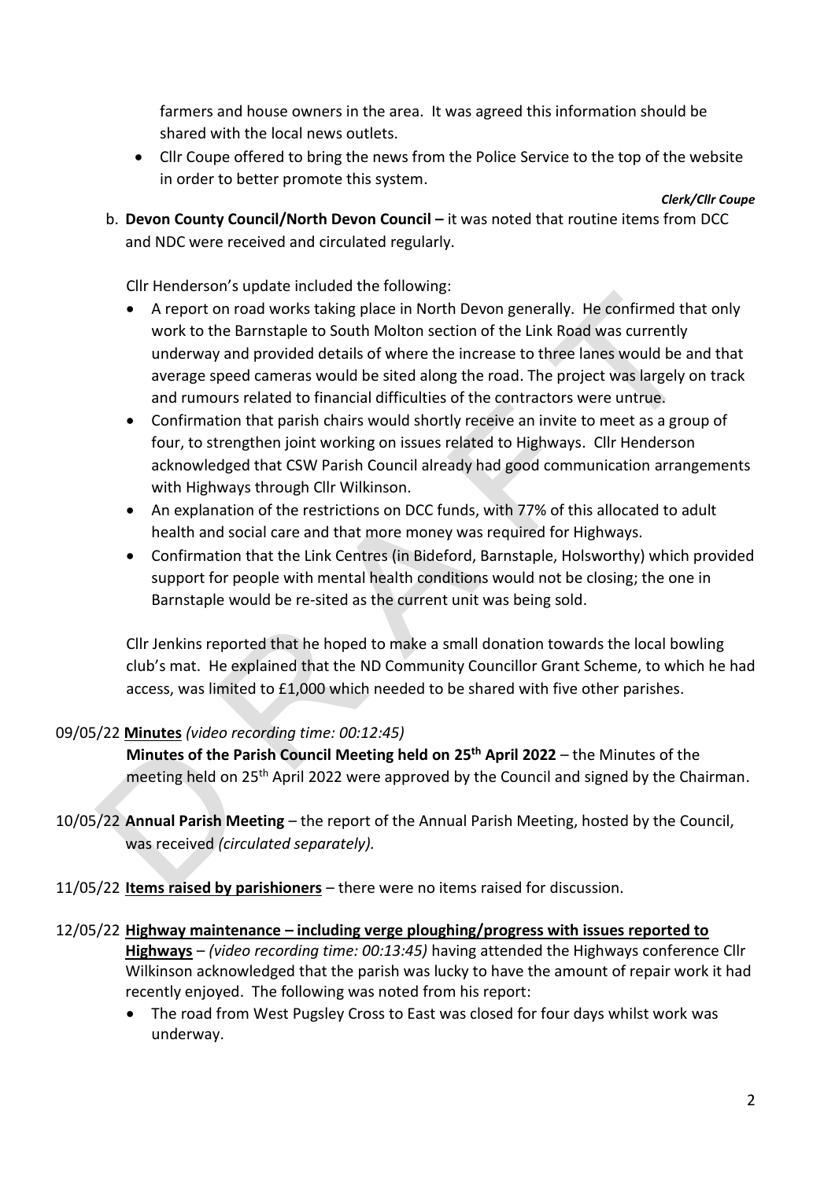farmers and house owners in the area. It was agreed this information should be shared with the local news outlets.

- Cllr Coupe offered to bring the news from the Police Service to the top of the website in order to better promote this system.

***Clerk/Cllr Coupe***

b. **Devon County Council/North Devon Council –** it was noted that routine items from DCC and NDC were received and circulated regularly.

Cllr Henderson's update included the following:

- A report on road works taking place in North Devon generally. He confirmed that only work to the Barnstaple to South Molton section of the Link Road was currently underway and provided details of where the increase to three lanes would be and that average speed cameras would be sited along the road. The project was largely on track and rumours related to financial difficulties of the contractors were untrue.
- Confirmation that parish chairs would shortly receive an invite to meet as a group of four, to strengthen joint working on issues related to Highways. Cllr Henderson acknowledged that CSW Parish Council already had good communication arrangements with Highways through Cllr Wilkinson.
- An explanation of the restrictions on DCC funds, with 77% of this allocated to adult health and social care and that more money was required for Highways.
- Confirmation that the Link Centres (in Bideford, Barnstaple, Holsworthy) which provided support for people with mental health conditions would not be closing; the one in Barnstaple would be re-sited as the current unit was being sold.

Cllr Jenkins reported that he hoped to make a small donation towards the local bowling club's mat. He explained that the ND Community Councillor Grant Scheme, to which he had access, was limited to £1,000 which needed to be shared with five other parishes.

09/05/22 **Minutes** *(video recording time: 00:12:45)*

**Minutes of the Parish Council Meeting held on 25th April 2022** – the Minutes of the meeting held on 25th April 2022 were approved by the Council and signed by the Chairman.

10/05/22 **Annual Parish Meeting** – the report of the Annual Parish Meeting, hosted by the Council, was received *(circulated separately).*

11/05/22 **Items raised by parishioners** – there were no items raised for discussion.

12/05/22 **Highway maintenance – including verge ploughing/progress with issues reported to Highways** – *(video recording time: 00:13:45)* having attended the Highways conference Cllr Wilkinson acknowledged that the parish was lucky to have the amount of repair work it had recently enjoyed. The following was noted from his report:

- The road from West Pugsley Cross to East was closed for four days whilst work was underway.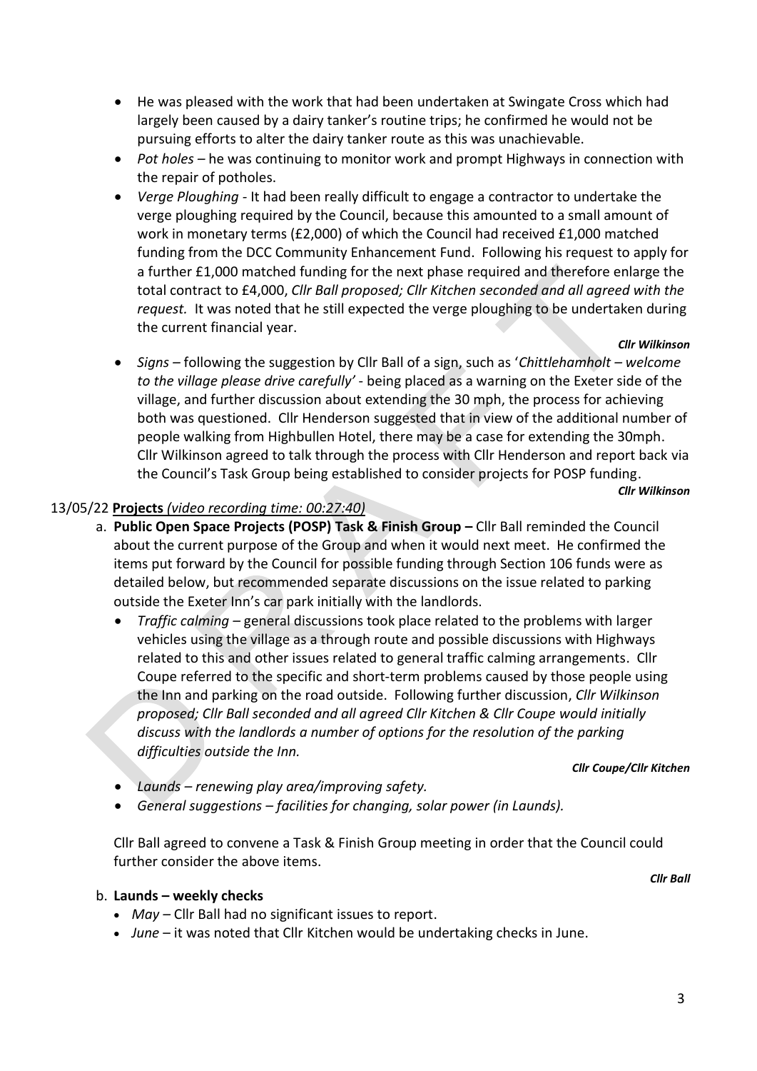- He was pleased with the work that had been undertaken at Swingate Cross which had largely been caused by a dairy tanker's routine trips; he confirmed he would not be pursuing efforts to alter the dairy tanker route as this was unachievable.
- *Pot holes* – he was continuing to monitor work and prompt Highways in connection with the repair of potholes.
- *Verge Ploughing* - It had been really difficult to engage a contractor to undertake the verge ploughing required by the Council, because this amounted to a small amount of work in monetary terms (£2,000) of which the Council had received £1,000 matched funding from the DCC Community Enhancement Fund. Following his request to apply for a further £1,000 matched funding for the next phase required and therefore enlarge the total contract to £4,000, *Cllr Ball proposed; Cllr Kitchen seconded and all agreed with the request.* It was noted that he still expected the verge ploughing to be undertaken during the current financial year.

***Cllr Wilkinson***

- *Signs* – following the suggestion by Cllr Ball of a sign, such as '*Chittlehamholt – welcome to the village please drive carefully'* - being placed as a warning on the Exeter side of the village, and further discussion about extending the 30 mph, the process for achieving both was questioned. Cllr Henderson suggested that in view of the additional number of people walking from Highbullen Hotel, there may be a case for extending the 30mph. Cllr Wilkinson agreed to talk through the process with Cllr Henderson and report back via the Council's Task Group being established to consider projects for POSP funding.

***Cllr Wilkinson***

13/05/22 **Projects** *(video recording time: 00:27:40)*

a. **Public Open Space Projects (POSP) Task & Finish Group –** Cllr Ball reminded the Council about the current purpose of the Group and when it would next meet. He confirmed the items put forward by the Council for possible funding through Section 106 funds were as detailed below, but recommended separate discussions on the issue related to parking outside the Exeter Inn's car park initially with the landlords.

- *Traffic calming* – general discussions took place related to the problems with larger vehicles using the village as a through route and possible discussions with Highways related to this and other issues related to general traffic calming arrangements. Cllr Coupe referred to the specific and short-term problems caused by those people using the Inn and parking on the road outside. Following further discussion, *Cllr Wilkinson proposed; Cllr Ball seconded and all agreed Cllr Kitchen & Cllr Coupe would initially discuss with the landlords a number of options for the resolution of the parking difficulties outside the Inn.*

***Cllr Coupe/Cllr Kitchen***

- *Launds – renewing play area/improving safety.*
- *General suggestions – facilities for changing, solar power (in Launds).*

Cllr Ball agreed to convene a Task & Finish Group meeting in order that the Council could further consider the above items.

***Cllr Ball***

b. **Launds – weekly checks**

- *May* – Cllr Ball had no significant issues to report.
- *June* – it was noted that Cllr Kitchen would be undertaking checks in June.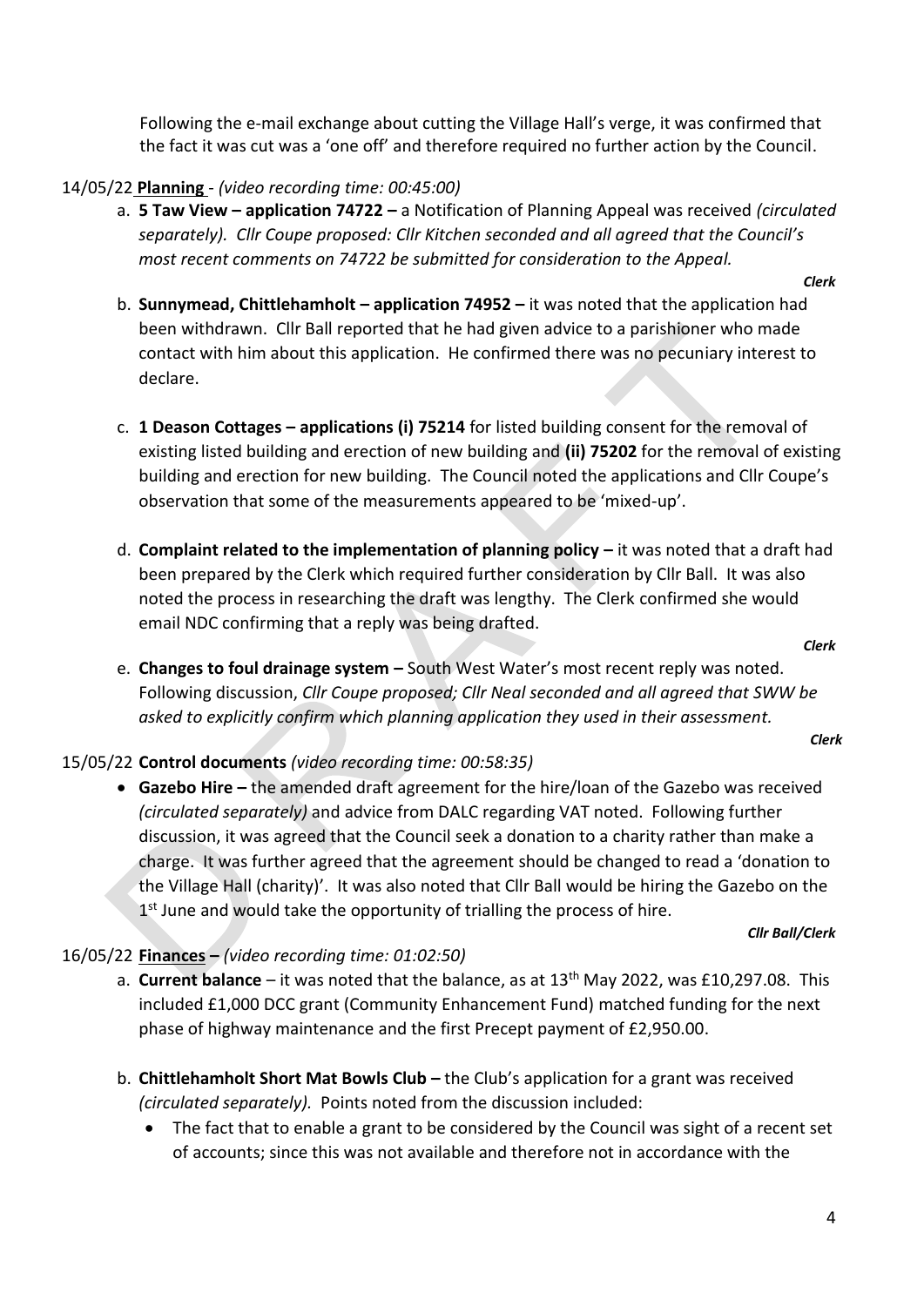Following the e-mail exchange about cutting the Village Hall's verge, it was confirmed that the fact it was cut was a 'one off' and therefore required no further action by the Council.

14/05/22 **Planning** - *(video recording time: 00:45:00)*

a. **5 Taw View – application 74722 –** a Notification of Planning Appeal was received *(circulated separately). Cllr Coupe proposed: Cllr Kitchen seconded and all agreed that the Council's most recent comments on 74722 be submitted for consideration to the Appeal.*

***Clerk***

b. **Sunnymead, Chittlehamholt – application 74952 –** it was noted that the application had been withdrawn. Cllr Ball reported that he had given advice to a parishioner who made contact with him about this application. He confirmed there was no pecuniary interest to declare.

c. **1 Deason Cottages – applications (i) 75214** for listed building consent for the removal of existing listed building and erection of new building and **(ii) 75202** for the removal of existing building and erection for new building. The Council noted the applications and Cllr Coupe's observation that some of the measurements appeared to be 'mixed-up'.

d. **Complaint related to the implementation of planning policy –** it was noted that a draft had been prepared by the Clerk which required further consideration by Cllr Ball. It was also noted the process in researching the draft was lengthy. The Clerk confirmed she would email NDC confirming that a reply was being drafted.

***Clerk***

e. **Changes to foul drainage system –** South West Water's most recent reply was noted. Following discussion, *Cllr Coupe proposed; Cllr Neal seconded and all agreed that SWW be asked to explicitly confirm which planning application they used in their assessment.*

***Clerk***

15/05/22 **Control documents** *(video recording time: 00:58:35)*

- **Gazebo Hire –** the amended draft agreement for the hire/loan of the Gazebo was received *(circulated separately)* and advice from DALC regarding VAT noted. Following further discussion, it was agreed that the Council seek a donation to a charity rather than make a charge. It was further agreed that the agreement should be changed to read a 'donation to the Village Hall (charity)'. It was also noted that Cllr Ball would be hiring the Gazebo on the 1st June and would take the opportunity of trialling the process of hire.

***Cllr Ball/Clerk***

16/05/22 **Finances –** *(video recording time: 01:02:50)*

a. **Current balance** – it was noted that the balance, as at 13th May 2022, was £10,297.08. This included £1,000 DCC grant (Community Enhancement Fund) matched funding for the next phase of highway maintenance and the first Precept payment of £2,950.00.

b. **Chittlehamholt Short Mat Bowls Club –** the Club's application for a grant was received *(circulated separately).* Points noted from the discussion included:

- The fact that to enable a grant to be considered by the Council was sight of a recent set of accounts; since this was not available and therefore not in accordance with the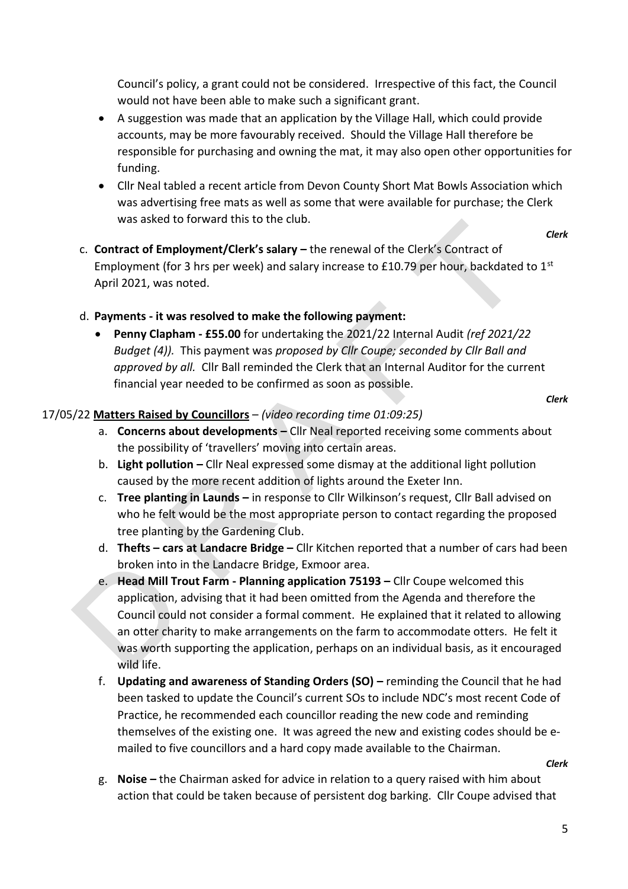Council's policy, a grant could not be considered. Irrespective of this fact, the Council would not have been able to make such a significant grant.

- A suggestion was made that an application by the Village Hall, which could provide accounts, may be more favourably received. Should the Village Hall therefore be responsible for purchasing and owning the mat, it may also open other opportunities for funding.
- Cllr Neal tabled a recent article from Devon County Short Mat Bowls Association which was advertising free mats as well as some that were available for purchase; the Clerk was asked to forward this to the club.

***Clerk***

c. **Contract of Employment/Clerk's salary –** the renewal of the Clerk's Contract of Employment (for 3 hrs per week) and salary increase to £10.79 per hour, backdated to 1st April 2021, was noted.

d. **Payments - it was resolved to make the following payment:**

- **Penny Clapham - £55.00** for undertaking the 2021/22 Internal Audit *(ref 2021/22 Budget (4)).* This payment was *proposed by Cllr Coupe; seconded by Cllr Ball and approved by all.* Cllr Ball reminded the Clerk that an Internal Auditor for the current financial year needed to be confirmed as soon as possible.

***Clerk***

17/05/22 **Matters Raised by Councillors** – *(video recording time 01:09:25)*

a. **Concerns about developments –** Cllr Neal reported receiving some comments about the possibility of 'travellers' moving into certain areas.

b. **Light pollution –** Cllr Neal expressed some dismay at the additional light pollution caused by the more recent addition of lights around the Exeter Inn.

c. **Tree planting in Launds –** in response to Cllr Wilkinson's request, Cllr Ball advised on who he felt would be the most appropriate person to contact regarding the proposed tree planting by the Gardening Club.

d. **Thefts – cars at Landacre Bridge –** Cllr Kitchen reported that a number of cars had been broken into in the Landacre Bridge, Exmoor area.

e. **Head Mill Trout Farm - Planning application 75193 –** Cllr Coupe welcomed this application, advising that it had been omitted from the Agenda and therefore the Council could not consider a formal comment. He explained that it related to allowing an otter charity to make arrangements on the farm to accommodate otters. He felt it was worth supporting the application, perhaps on an individual basis, as it encouraged wild life.

f. **Updating and awareness of Standing Orders (SO) –** reminding the Council that he had been tasked to update the Council's current SOs to include NDC's most recent Code of Practice, he recommended each councillor reading the new code and reminding themselves of the existing one. It was agreed the new and existing codes should be e-mailed to five councillors and a hard copy made available to the Chairman.

***Clerk***

g. **Noise –** the Chairman asked for advice in relation to a query raised with him about action that could be taken because of persistent dog barking. Cllr Coupe advised that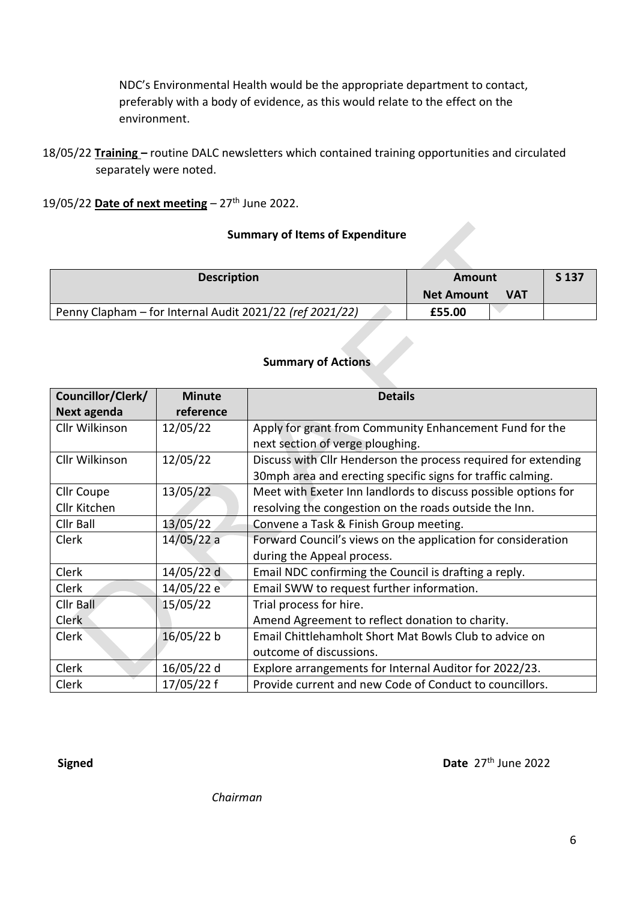NDC's Environmental Health would be the appropriate department to contact, preferably with a body of evidence, as this would relate to the effect on the environment.

18/05/22 **Training –** routine DALC newsletters which contained training opportunities and circulated separately were noted.

19/05/22 **Date of next meeting** – 27th June 2022.

**Summary of Items of Expenditure**

| Description | Amount | | S 137 |
|---|---|---|---|
| | Net Amount | VAT | |
| Penny Clapham – for Internal Audit 2021/22 *(ref 2021/22)* | £55.00 | | |

**Summary of Actions**

| Councillor/Clerk/ Next agenda | Minute reference | Details |
|---|---|---|
| Cllr Wilkinson | 12/05/22 | Apply for grant from Community Enhancement Fund for the next section of verge ploughing. |
| Cllr Wilkinson | 12/05/22 | Discuss with Cllr Henderson the process required for extending 30mph area and erecting specific signs for traffic calming. |
| Cllr Coupe Cllr Kitchen | 13/05/22 | Meet with Exeter Inn landlords to discuss possible options for resolving the congestion on the roads outside the Inn. |
| Cllr Ball | 13/05/22 | Convene a Task & Finish Group meeting. |
| Clerk | 14/05/22 a | Forward Council's views on the application for consideration during the Appeal process. |
| Clerk | 14/05/22 d | Email NDC confirming the Council is drafting a reply. |
| Clerk | 14/05/22 e | Email SWW to request further information. |
| Cllr Ball Clerk | 15/05/22 | Trial process for hire. Amend Agreement to reflect donation to charity. |
| Clerk | 16/05/22 b | Email Chittlehamholt Short Mat Bowls Club to advice on outcome of discussions. |
| Clerk | 16/05/22 d | Explore arrangements for Internal Auditor for 2022/23. |
| Clerk | 17/05/22 f | Provide current and new Code of Conduct to councillors. |

**Signed** **Date** 27th June 2022

*Chairman*